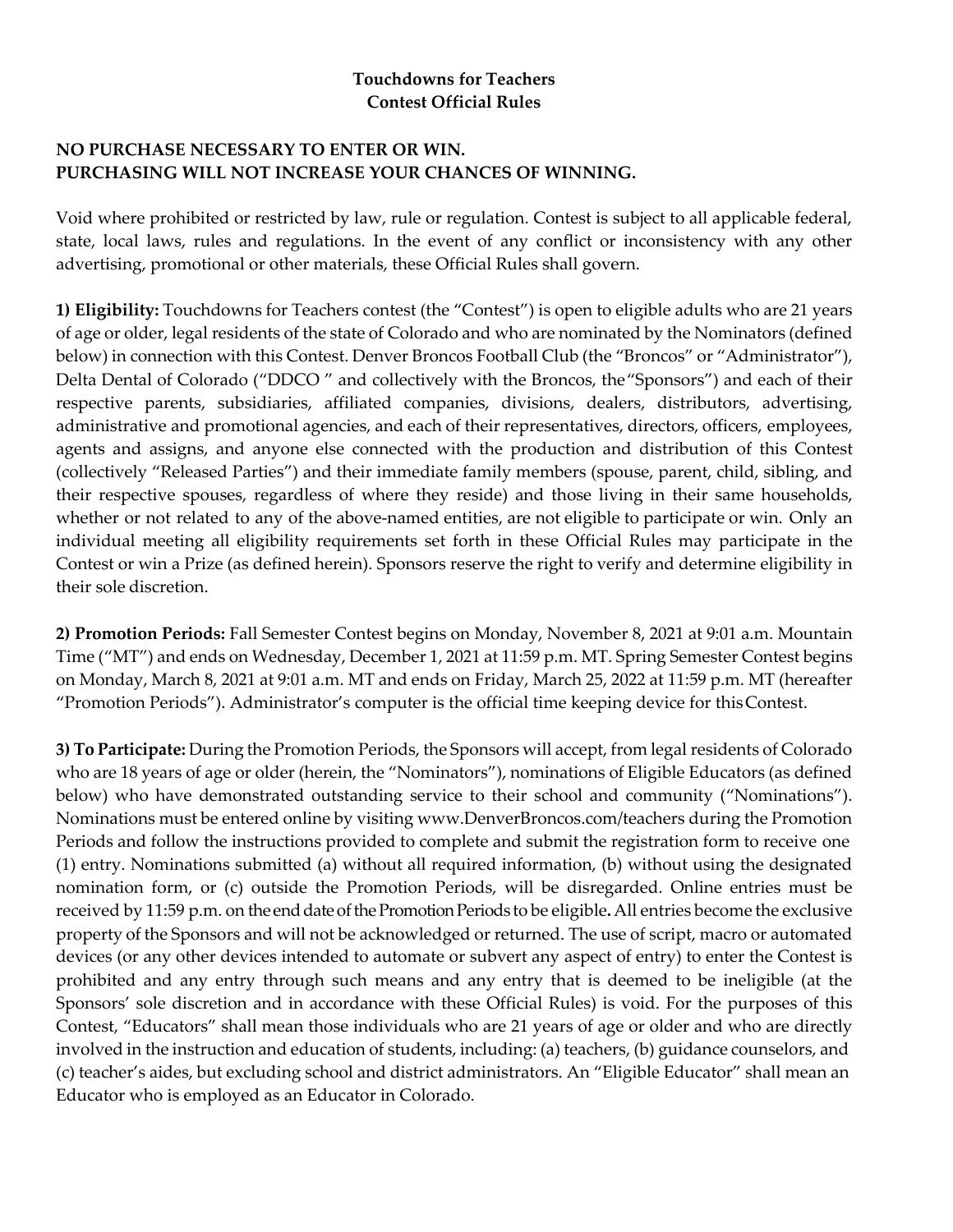**Touchdowns for Teachers**
**Contest Official Rules**

**NO PURCHASE NECESSARY TO ENTER OR WIN.**
**PURCHASING WILL NOT INCREASE YOUR CHANCES OF WINNING.**

Void where prohibited or restricted by law, rule or regulation. Contest is subject to all applicable federal, state, local laws, rules and regulations. In the event of any conflict or inconsistency with any other advertising, promotional or other materials, these Official Rules shall govern.

**1) Eligibility:** Touchdowns for Teachers contest (the "Contest") is open to eligible adults who are 21 years of age or older, legal residents of the state of Colorado and who are nominated by the Nominators (defined below) in connection with this Contest. Denver Broncos Football Club (the "Broncos" or "Administrator"), Delta Dental of Colorado ("DDCO " and collectively with the Broncos, the "Sponsors") and each of their respective parents, subsidiaries, affiliated companies, divisions, dealers, distributors, advertising, administrative and promotional agencies, and each of their representatives, directors, officers, employees, agents and assigns, and anyone else connected with the production and distribution of this Contest (collectively "Released Parties") and their immediate family members (spouse, parent, child, sibling, and their respective spouses, regardless of where they reside) and those living in their same households, whether or not related to any of the above-named entities, are not eligible to participate or win. Only an individual meeting all eligibility requirements set forth in these Official Rules may participate in the Contest or win a Prize (as defined herein). Sponsors reserve the right to verify and determine eligibility in their sole discretion.

**2) Promotion Periods:** Fall Semester Contest begins on Monday, November 8, 2021 at 9:01 a.m. Mountain Time ("MT") and ends on Wednesday, December 1, 2021 at 11:59 p.m. MT. Spring Semester Contest begins on Monday, March 8, 2021 at 9:01 a.m. MT and ends on Friday, March 25, 2022 at 11:59 p.m. MT (hereafter "Promotion Periods"). Administrator's computer is the official time keeping device for this Contest.

**3) To Participate:** During the Promotion Periods, the Sponsors will accept, from legal residents of Colorado who are 18 years of age or older (herein, the "Nominators"), nominations of Eligible Educators (as defined below) who have demonstrated outstanding service to their school and community ("Nominations"). Nominations must be entered online by visiting www.DenverBroncos.com/teachers during the Promotion Periods and follow the instructions provided to complete and submit the registration form to receive one (1) entry. Nominations submitted (a) without all required information, (b) without using the designated nomination form, or (c) outside the Promotion Periods, will be disregarded. Online entries must be received by 11:59 p.m. on the end date of the Promotion Periods to be eligible**.** All entries become the exclusive property of the Sponsors and will not be acknowledged or returned. The use of script, macro or automated devices (or any other devices intended to automate or subvert any aspect of entry) to enter the Contest is prohibited and any entry through such means and any entry that is deemed to be ineligible (at the Sponsors' sole discretion and in accordance with these Official Rules) is void. For the purposes of this Contest, "Educators" shall mean those individuals who are 21 years of age or older and who are directly involved in the instruction and education of students, including: (a) teachers, (b) guidance counselors, and (c) teacher's aides, but excluding school and district administrators. An "Eligible Educator" shall mean an Educator who is employed as an Educator in Colorado.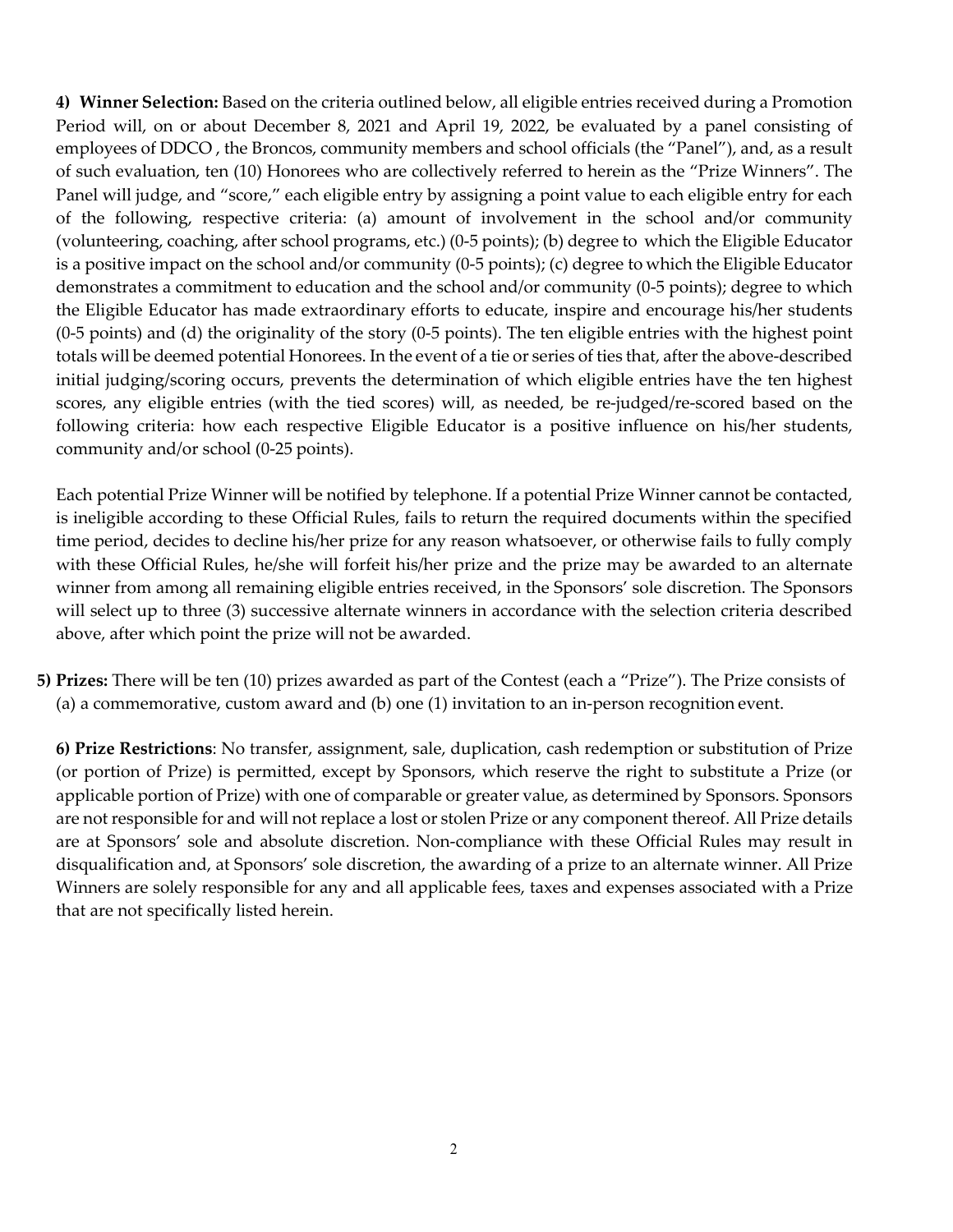**4) Winner Selection:** Based on the criteria outlined below, all eligible entries received during a Promotion Period will, on or about December 8, 2021 and April 19, 2022, be evaluated by a panel consisting of employees of DDCO , the Broncos, community members and school officials (the "Panel"), and, as a result of such evaluation, ten (10) Honorees who are collectively referred to herein as the "Prize Winners". The Panel will judge, and "score," each eligible entry by assigning a point value to each eligible entry for each of the following, respective criteria: (a) amount of involvement in the school and/or community (volunteering, coaching, after school programs, etc.) (0-5 points); (b) degree to which the Eligible Educator is a positive impact on the school and/or community (0-5 points); (c) degree to which the Eligible Educator demonstrates a commitment to education and the school and/or community (0-5 points); degree to which the Eligible Educator has made extraordinary efforts to educate, inspire and encourage his/her students (0-5 points) and (d) the originality of the story (0-5 points). The ten eligible entries with the highest point totals will be deemed potential Honorees. In the event of a tie or series of ties that, after the above-described initial judging/scoring occurs, prevents the determination of which eligible entries have the ten highest scores, any eligible entries (with the tied scores) will, as needed, be re-judged/re-scored based on the following criteria: how each respective Eligible Educator is a positive influence on his/her students, community and/or school (0-25 points).

Each potential Prize Winner will be notified by telephone. If a potential Prize Winner cannot be contacted, is ineligible according to these Official Rules, fails to return the required documents within the specified time period, decides to decline his/her prize for any reason whatsoever, or otherwise fails to fully comply with these Official Rules, he/she will forfeit his/her prize and the prize may be awarded to an alternate winner from among all remaining eligible entries received, in the Sponsors' sole discretion. The Sponsors will select up to three (3) successive alternate winners in accordance with the selection criteria described above, after which point the prize will not be awarded.

**5) Prizes:** There will be ten (10) prizes awarded as part of the Contest (each a "Prize"). The Prize consists of (a) a commemorative, custom award and (b) one (1) invitation to an in-person recognition event.

**6) Prize Restrictions**: No transfer, assignment, sale, duplication, cash redemption or substitution of Prize (or portion of Prize) is permitted, except by Sponsors, which reserve the right to substitute a Prize (or applicable portion of Prize) with one of comparable or greater value, as determined by Sponsors. Sponsors are not responsible for and will not replace a lost or stolen Prize or any component thereof. All Prize details are at Sponsors' sole and absolute discretion. Non-compliance with these Official Rules may result in disqualification and, at Sponsors' sole discretion, the awarding of a prize to an alternate winner. All Prize Winners are solely responsible for any and all applicable fees, taxes and expenses associated with a Prize that are not specifically listed herein.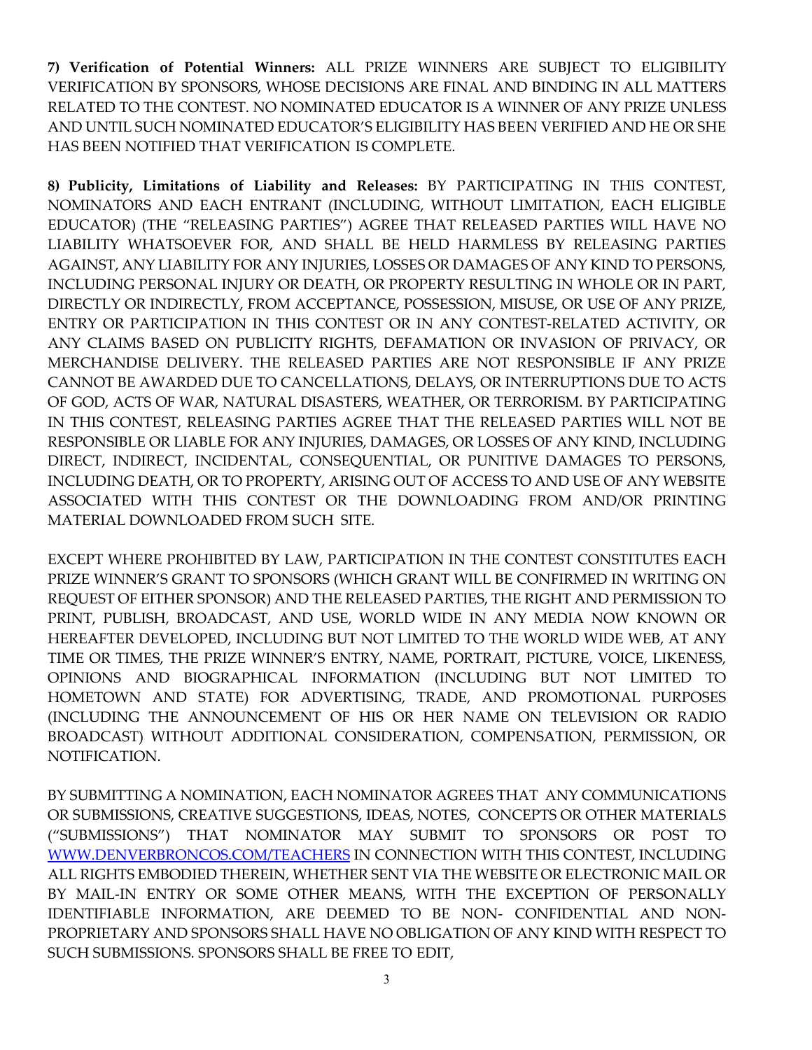**7) Verification of Potential Winners:** ALL PRIZE WINNERS ARE SUBJECT TO ELIGIBILITY VERIFICATION BY SPONSORS, WHOSE DECISIONS ARE FINAL AND BINDING IN ALL MATTERS RELATED TO THE CONTEST. NO NOMINATED EDUCATOR IS A WINNER OF ANY PRIZE UNLESS AND UNTIL SUCH NOMINATED EDUCATOR'S ELIGIBILITY HAS BEEN VERIFIED AND HE OR SHE HAS BEEN NOTIFIED THAT VERIFICATION IS COMPLETE.

**8) Publicity, Limitations of Liability and Releases:** BY PARTICIPATING IN THIS CONTEST, NOMINATORS AND EACH ENTRANT (INCLUDING, WITHOUT LIMITATION, EACH ELIGIBLE EDUCATOR) (THE "RELEASING PARTIES") AGREE THAT RELEASED PARTIES WILL HAVE NO LIABILITY WHATSOEVER FOR, AND SHALL BE HELD HARMLESS BY RELEASING PARTIES AGAINST, ANY LIABILITY FOR ANY INJURIES, LOSSES OR DAMAGES OF ANY KIND TO PERSONS, INCLUDING PERSONAL INJURY OR DEATH, OR PROPERTY RESULTING IN WHOLE OR IN PART, DIRECTLY OR INDIRECTLY, FROM ACCEPTANCE, POSSESSION, MISUSE, OR USE OF ANY PRIZE, ENTRY OR PARTICIPATION IN THIS CONTEST OR IN ANY CONTEST-RELATED ACTIVITY, OR ANY CLAIMS BASED ON PUBLICITY RIGHTS, DEFAMATION OR INVASION OF PRIVACY, OR MERCHANDISE DELIVERY. THE RELEASED PARTIES ARE NOT RESPONSIBLE IF ANY PRIZE CANNOT BE AWARDED DUE TO CANCELLATIONS, DELAYS, OR INTERRUPTIONS DUE TO ACTS OF GOD, ACTS OF WAR, NATURAL DISASTERS, WEATHER, OR TERRORISM. BY PARTICIPATING IN THIS CONTEST, RELEASING PARTIES AGREE THAT THE RELEASED PARTIES WILL NOT BE RESPONSIBLE OR LIABLE FOR ANY INJURIES, DAMAGES, OR LOSSES OF ANY KIND, INCLUDING DIRECT, INDIRECT, INCIDENTAL, CONSEQUENTIAL, OR PUNITIVE DAMAGES TO PERSONS, INCLUDING DEATH, OR TO PROPERTY, ARISING OUT OF ACCESS TO AND USE OF ANY WEBSITE ASSOCIATED WITH THIS CONTEST OR THE DOWNLOADING FROM AND/OR PRINTING MATERIAL DOWNLOADED FROM SUCH SITE.

EXCEPT WHERE PROHIBITED BY LAW, PARTICIPATION IN THE CONTEST CONSTITUTES EACH PRIZE WINNER'S GRANT TO SPONSORS (WHICH GRANT WILL BE CONFIRMED IN WRITING ON REQUEST OF EITHER SPONSOR) AND THE RELEASED PARTIES, THE RIGHT AND PERMISSION TO PRINT, PUBLISH, BROADCAST, AND USE, WORLD WIDE IN ANY MEDIA NOW KNOWN OR HEREAFTER DEVELOPED, INCLUDING BUT NOT LIMITED TO THE WORLD WIDE WEB, AT ANY TIME OR TIMES, THE PRIZE WINNER'S ENTRY, NAME, PORTRAIT, PICTURE, VOICE, LIKENESS, OPINIONS AND BIOGRAPHICAL INFORMATION (INCLUDING BUT NOT LIMITED TO HOMETOWN AND STATE) FOR ADVERTISING, TRADE, AND PROMOTIONAL PURPOSES (INCLUDING THE ANNOUNCEMENT OF HIS OR HER NAME ON TELEVISION OR RADIO BROADCAST) WITHOUT ADDITIONAL CONSIDERATION, COMPENSATION, PERMISSION, OR NOTIFICATION.

BY SUBMITTING A NOMINATION, EACH NOMINATOR AGREES THAT ANY COMMUNICATIONS OR SUBMISSIONS, CREATIVE SUGGESTIONS, IDEAS, NOTES, CONCEPTS OR OTHER MATERIALS ("SUBMISSIONS") THAT NOMINATOR MAY SUBMIT TO SPONSORS OR POST TO [WWW.DENVERBRONCOS.COM/TEACHERS](http://WWW.DENVERBRONCOS.COM/TEACHERS) IN CONNECTION WITH THIS CONTEST, INCLUDING ALL RIGHTS EMBODIED THEREIN, WHETHER SENT VIA THE WEBSITE OR ELECTRONIC MAIL OR BY MAIL-IN ENTRY OR SOME OTHER MEANS, WITH THE EXCEPTION OF PERSONALLY IDENTIFIABLE INFORMATION, ARE DEEMED TO BE NON- CONFIDENTIAL AND NON-PROPRIETARY AND SPONSORS SHALL HAVE NO OBLIGATION OF ANY KIND WITH RESPECT TO SUCH SUBMISSIONS. SPONSORS SHALL BE FREE TO EDIT,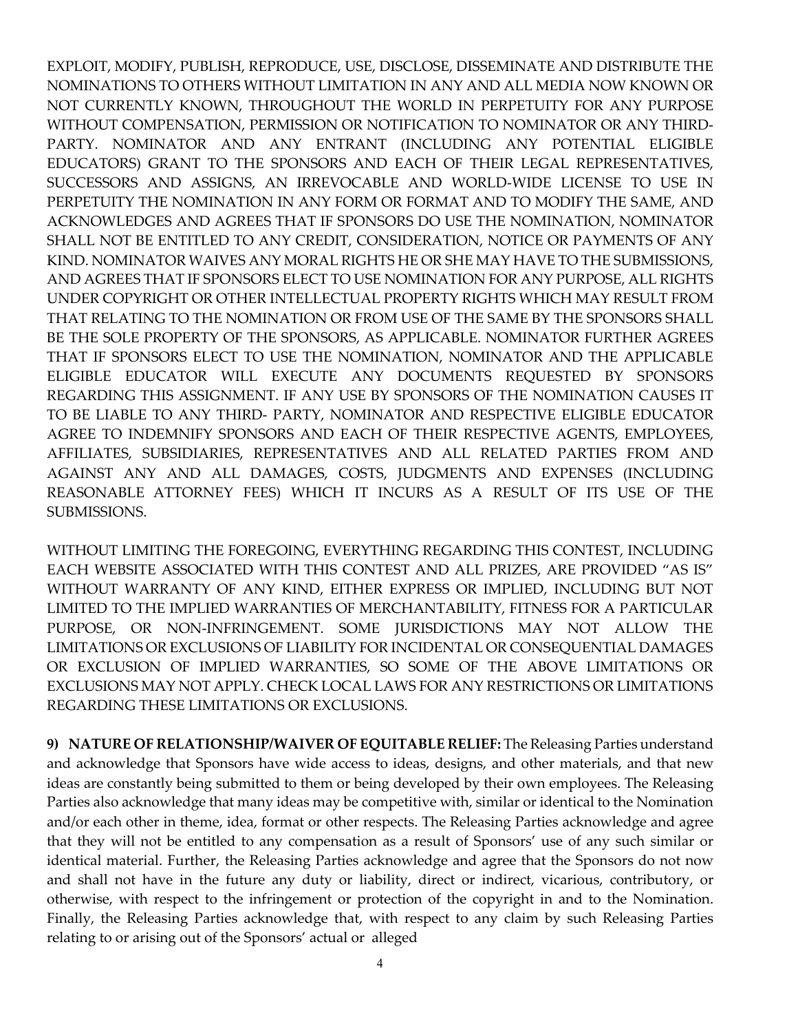EXPLOIT, MODIFY, PUBLISH, REPRODUCE, USE, DISCLOSE, DISSEMINATE AND DISTRIBUTE THE NOMINATIONS TO OTHERS WITHOUT LIMITATION IN ANY AND ALL MEDIA NOW KNOWN OR NOT CURRENTLY KNOWN, THROUGHOUT THE WORLD IN PERPETUITY FOR ANY PURPOSE WITHOUT COMPENSATION, PERMISSION OR NOTIFICATION TO NOMINATOR OR ANY THIRD-PARTY. NOMINATOR AND ANY ENTRANT (INCLUDING ANY POTENTIAL ELIGIBLE EDUCATORS) GRANT TO THE SPONSORS AND EACH OF THEIR LEGAL REPRESENTATIVES, SUCCESSORS AND ASSIGNS, AN IRREVOCABLE AND WORLD-WIDE LICENSE TO USE IN PERPETUITY THE NOMINATION IN ANY FORM OR FORMAT AND TO MODIFY THE SAME, AND ACKNOWLEDGES AND AGREES THAT IF SPONSORS DO USE THE NOMINATION, NOMINATOR SHALL NOT BE ENTITLED TO ANY CREDIT, CONSIDERATION, NOTICE OR PAYMENTS OF ANY KIND. NOMINATOR WAIVES ANY MORAL RIGHTS HE OR SHE MAY HAVE TO THE SUBMISSIONS, AND AGREES THAT IF SPONSORS ELECT TO USE NOMINATION FOR ANY PURPOSE, ALL RIGHTS UNDER COPYRIGHT OR OTHER INTELLECTUAL PROPERTY RIGHTS WHICH MAY RESULT FROM THAT RELATING TO THE NOMINATION OR FROM USE OF THE SAME BY THE SPONSORS SHALL BE THE SOLE PROPERTY OF THE SPONSORS, AS APPLICABLE. NOMINATOR FURTHER AGREES THAT IF SPONSORS ELECT TO USE THE NOMINATION, NOMINATOR AND THE APPLICABLE ELIGIBLE EDUCATOR WILL EXECUTE ANY DOCUMENTS REQUESTED BY SPONSORS REGARDING THIS ASSIGNMENT. IF ANY USE BY SPONSORS OF THE NOMINATION CAUSES IT TO BE LIABLE TO ANY THIRD- PARTY, NOMINATOR AND RESPECTIVE ELIGIBLE EDUCATOR AGREE TO INDEMNIFY SPONSORS AND EACH OF THEIR RESPECTIVE AGENTS, EMPLOYEES, AFFILIATES, SUBSIDIARIES, REPRESENTATIVES AND ALL RELATED PARTIES FROM AND AGAINST ANY AND ALL DAMAGES, COSTS, JUDGMENTS AND EXPENSES (INCLUDING REASONABLE ATTORNEY FEES) WHICH IT INCURS AS A RESULT OF ITS USE OF THE SUBMISSIONS.

WITHOUT LIMITING THE FOREGOING, EVERYTHING REGARDING THIS CONTEST, INCLUDING EACH WEBSITE ASSOCIATED WITH THIS CONTEST AND ALL PRIZES, ARE PROVIDED "AS IS" WITHOUT WARRANTY OF ANY KIND, EITHER EXPRESS OR IMPLIED, INCLUDING BUT NOT LIMITED TO THE IMPLIED WARRANTIES OF MERCHANTABILITY, FITNESS FOR A PARTICULAR PURPOSE, OR NON-INFRINGEMENT. SOME JURISDICTIONS MAY NOT ALLOW THE LIMITATIONS OR EXCLUSIONS OF LIABILITY FOR INCIDENTAL OR CONSEQUENTIAL DAMAGES OR EXCLUSION OF IMPLIED WARRANTIES, SO SOME OF THE ABOVE LIMITATIONS OR EXCLUSIONS MAY NOT APPLY. CHECK LOCAL LAWS FOR ANY RESTRICTIONS OR LIMITATIONS REGARDING THESE LIMITATIONS OR EXCLUSIONS.

**9) NATURE OF RELATIONSHIP/WAIVER OF EQUITABLE RELIEF:** The Releasing Parties understand and acknowledge that Sponsors have wide access to ideas, designs, and other materials, and that new ideas are constantly being submitted to them or being developed by their own employees. The Releasing Parties also acknowledge that many ideas may be competitive with, similar or identical to the Nomination and/or each other in theme, idea, format or other respects. The Releasing Parties acknowledge and agree that they will not be entitled to any compensation as a result of Sponsors' use of any such similar or identical material. Further, the Releasing Parties acknowledge and agree that the Sponsors do not now and shall not have in the future any duty or liability, direct or indirect, vicarious, contributory, or otherwise, with respect to the infringement or protection of the copyright in and to the Nomination. Finally, the Releasing Parties acknowledge that, with respect to any claim by such Releasing Parties relating to or arising out of the Sponsors' actual or alleged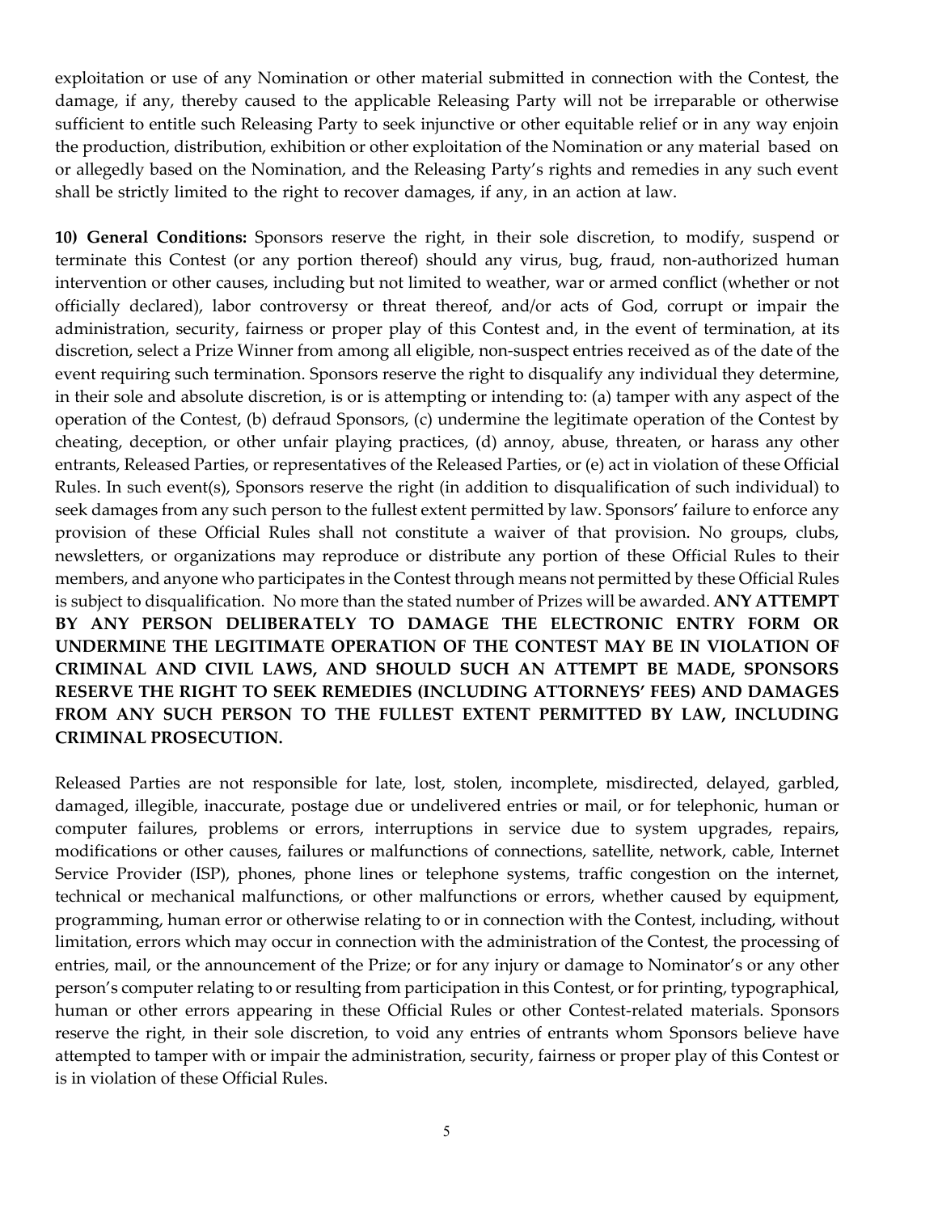exploitation or use of any Nomination or other material submitted in connection with the Contest, the damage, if any, thereby caused to the applicable Releasing Party will not be irreparable or otherwise sufficient to entitle such Releasing Party to seek injunctive or other equitable relief or in any way enjoin the production, distribution, exhibition or other exploitation of the Nomination or any material based on or allegedly based on the Nomination, and the Releasing Party's rights and remedies in any such event shall be strictly limited to the right to recover damages, if any, in an action at law.

**10) General Conditions:** Sponsors reserve the right, in their sole discretion, to modify, suspend or terminate this Contest (or any portion thereof) should any virus, bug, fraud, non-authorized human intervention or other causes, including but not limited to weather, war or armed conflict (whether or not officially declared), labor controversy or threat thereof, and/or acts of God, corrupt or impair the administration, security, fairness or proper play of this Contest and, in the event of termination, at its discretion, select a Prize Winner from among all eligible, non-suspect entries received as of the date of the event requiring such termination. Sponsors reserve the right to disqualify any individual they determine, in their sole and absolute discretion, is or is attempting or intending to: (a) tamper with any aspect of the operation of the Contest, (b) defraud Sponsors, (c) undermine the legitimate operation of the Contest by cheating, deception, or other unfair playing practices, (d) annoy, abuse, threaten, or harass any other entrants, Released Parties, or representatives of the Released Parties, or (e) act in violation of these Official Rules. In such event(s), Sponsors reserve the right (in addition to disqualification of such individual) to seek damages from any such person to the fullest extent permitted by law. Sponsors' failure to enforce any provision of these Official Rules shall not constitute a waiver of that provision. No groups, clubs, newsletters, or organizations may reproduce or distribute any portion of these Official Rules to their members, and anyone who participates in the Contest through means not permitted by these Official Rules is subject to disqualification. No more than the stated number of Prizes will be awarded. **ANY ATTEMPT BY ANY PERSON DELIBERATELY TO DAMAGE THE ELECTRONIC ENTRY FORM OR UNDERMINE THE LEGITIMATE OPERATION OF THE CONTEST MAY BE IN VIOLATION OF CRIMINAL AND CIVIL LAWS, AND SHOULD SUCH AN ATTEMPT BE MADE, SPONSORS RESERVE THE RIGHT TO SEEK REMEDIES (INCLUDING ATTORNEYS' FEES) AND DAMAGES FROM ANY SUCH PERSON TO THE FULLEST EXTENT PERMITTED BY LAW, INCLUDING CRIMINAL PROSECUTION.**

Released Parties are not responsible for late, lost, stolen, incomplete, misdirected, delayed, garbled, damaged, illegible, inaccurate, postage due or undelivered entries or mail, or for telephonic, human or computer failures, problems or errors, interruptions in service due to system upgrades, repairs, modifications or other causes, failures or malfunctions of connections, satellite, network, cable, Internet Service Provider (ISP), phones, phone lines or telephone systems, traffic congestion on the internet, technical or mechanical malfunctions, or other malfunctions or errors, whether caused by equipment, programming, human error or otherwise relating to or in connection with the Contest, including, without limitation, errors which may occur in connection with the administration of the Contest, the processing of entries, mail, or the announcement of the Prize; or for any injury or damage to Nominator's or any other person's computer relating to or resulting from participation in this Contest, or for printing, typographical, human or other errors appearing in these Official Rules or other Contest-related materials. Sponsors reserve the right, in their sole discretion, to void any entries of entrants whom Sponsors believe have attempted to tamper with or impair the administration, security, fairness or proper play of this Contest or is in violation of these Official Rules.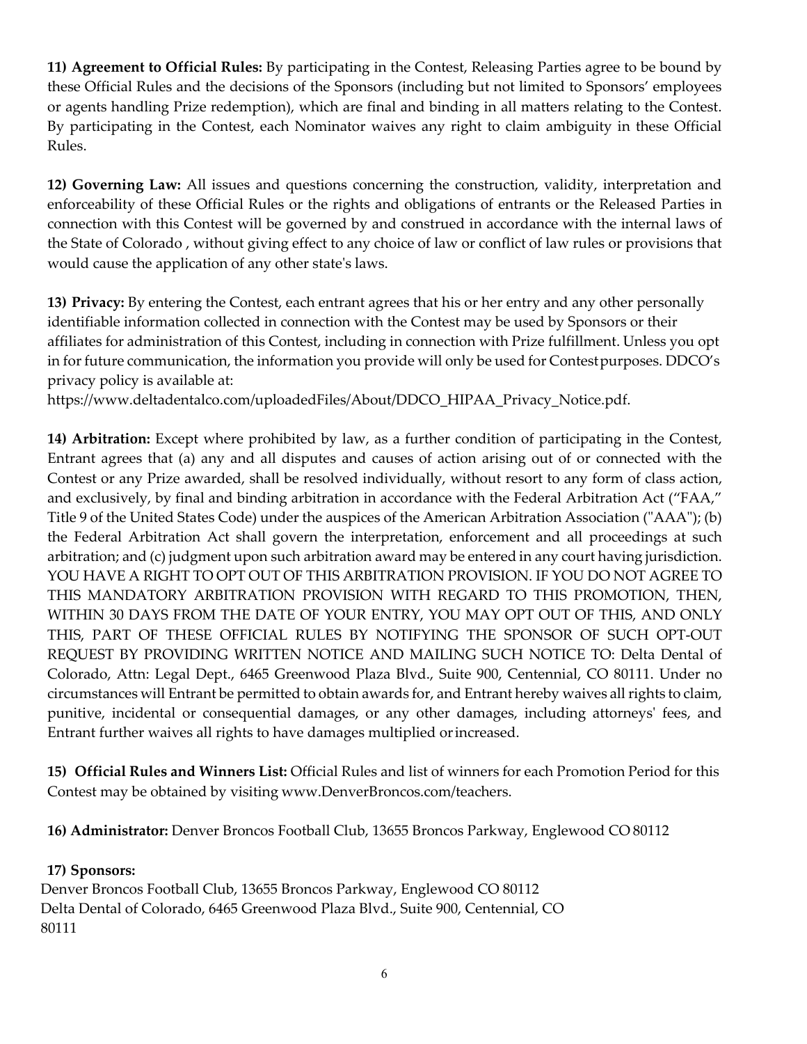**11) Agreement to Official Rules:** By participating in the Contest, Releasing Parties agree to be bound by these Official Rules and the decisions of the Sponsors (including but not limited to Sponsors' employees or agents handling Prize redemption), which are final and binding in all matters relating to the Contest. By participating in the Contest, each Nominator waives any right to claim ambiguity in these Official Rules.

**12) Governing Law:** All issues and questions concerning the construction, validity, interpretation and enforceability of these Official Rules or the rights and obligations of entrants or the Released Parties in connection with this Contest will be governed by and construed in accordance with the internal laws of the State of Colorado , without giving effect to any choice of law or conflict of law rules or provisions that would cause the application of any other state's laws.

**13) Privacy:** By entering the Contest, each entrant agrees that his or her entry and any other personally identifiable information collected in connection with the Contest may be used by Sponsors or their affiliates for administration of this Contest, including in connection with Prize fulfillment. Unless you opt in for future communication, the information you provide will only be used for Contest purposes. DDCO's privacy policy is available at: https://www.deltadentalco.com/uploadedFiles/About/DDCO_HIPAA_Privacy_Notice.pdf.

**14) Arbitration:** Except where prohibited by law, as a further condition of participating in the Contest, Entrant agrees that (a) any and all disputes and causes of action arising out of or connected with the Contest or any Prize awarded, shall be resolved individually, without resort to any form of class action, and exclusively, by final and binding arbitration in accordance with the Federal Arbitration Act ("FAA," Title 9 of the United States Code) under the auspices of the American Arbitration Association ("AAA"); (b) the Federal Arbitration Act shall govern the interpretation, enforcement and all proceedings at such arbitration; and (c) judgment upon such arbitration award may be entered in any court having jurisdiction. YOU HAVE A RIGHT TO OPT OUT OF THIS ARBITRATION PROVISION. IF YOU DO NOT AGREE TO THIS MANDATORY ARBITRATION PROVISION WITH REGARD TO THIS PROMOTION, THEN, WITHIN 30 DAYS FROM THE DATE OF YOUR ENTRY, YOU MAY OPT OUT OF THIS, AND ONLY THIS, PART OF THESE OFFICIAL RULES BY NOTIFYING THE SPONSOR OF SUCH OPT-OUT REQUEST BY PROVIDING WRITTEN NOTICE AND MAILING SUCH NOTICE TO: Delta Dental of Colorado, Attn: Legal Dept., 6465 Greenwood Plaza Blvd., Suite 900, Centennial, CO 80111. Under no circumstances will Entrant be permitted to obtain awards for, and Entrant hereby waives all rights to claim, punitive, incidental or consequential damages, or any other damages, including attorneys' fees, and Entrant further waives all rights to have damages multiplied or increased.

**15) Official Rules and Winners List:** Official Rules and list of winners for each Promotion Period for this Contest may be obtained by visiting www.DenverBroncos.com/teachers.

**16) Administrator:** Denver Broncos Football Club, 13655 Broncos Parkway, Englewood CO 80112

**17) Sponsors:**

Denver Broncos Football Club, 13655 Broncos Parkway, Englewood CO 80112
Delta Dental of Colorado, 6465 Greenwood Plaza Blvd., Suite 900, Centennial, CO 80111